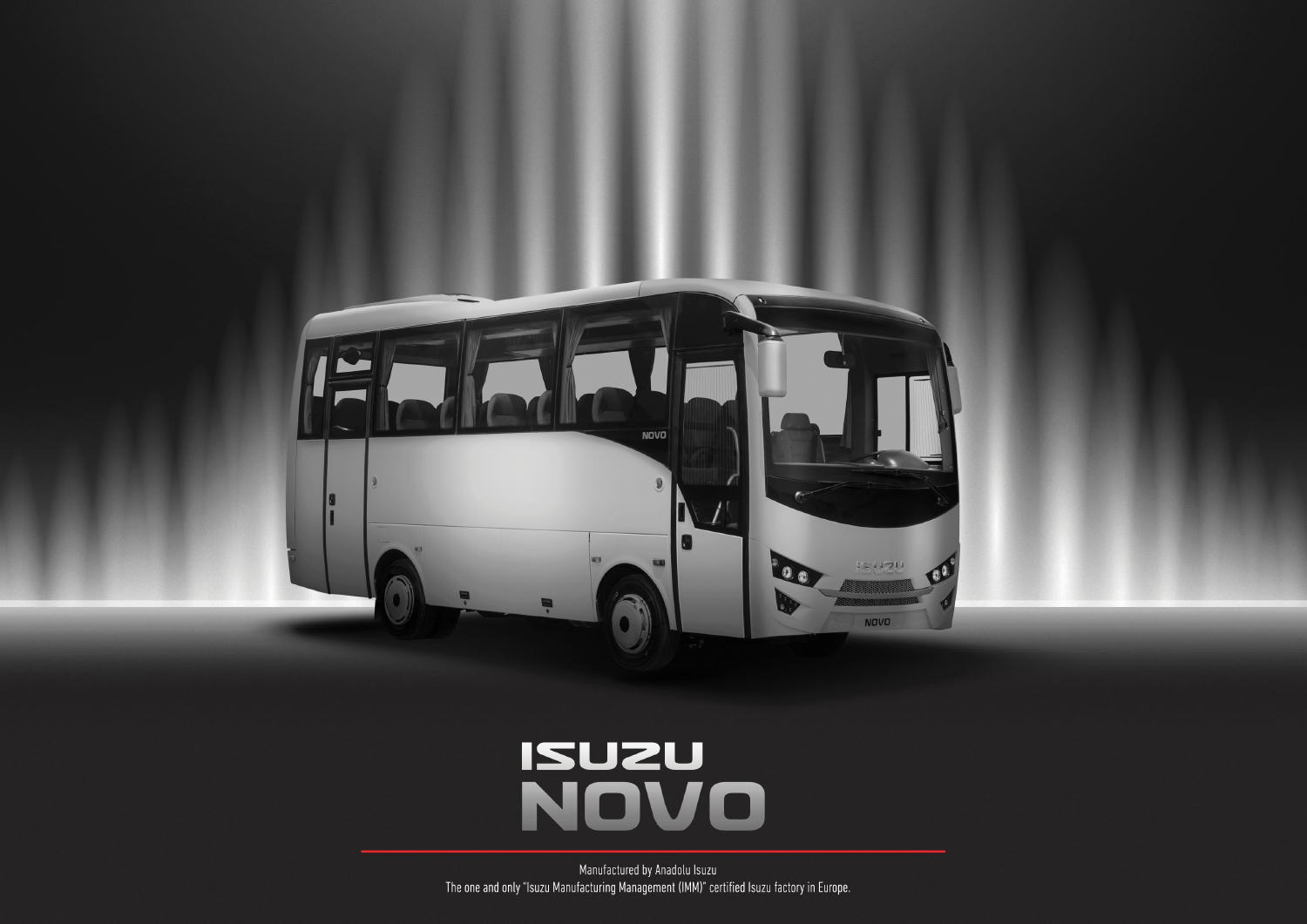# ISUZU NOVO

Manufactured by Anadolu Isuzu

The one and only "Isuzu Manufacturing Management (IMM)" certified Isuzu factory in Europe.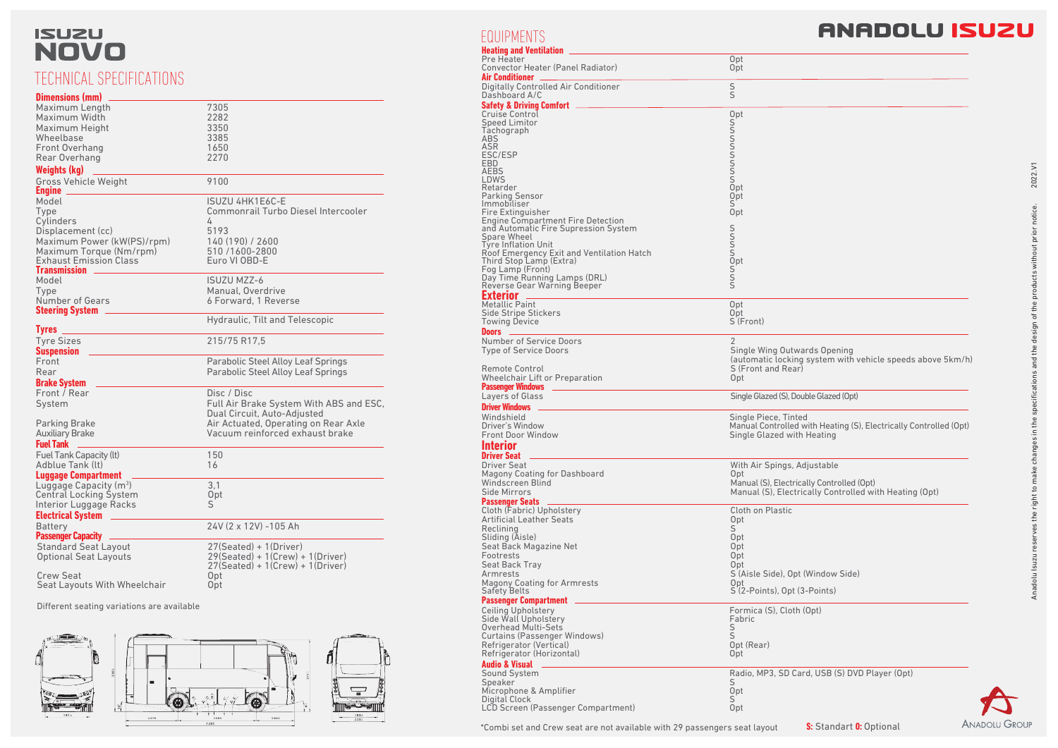# ISUZU NOVO

## TECHNICAL SPECIFICATIONS

### Dimensions (mm)

| | |
|---|---|
| Maximum Length | 7305 |
| Maximum Width | 2282 |
| Maximum Height | 3350 |
| Wheelbase | 3385 |
| Front Overhang | 1650 |
| Rear Overhang | 2270 |

### Weights (kg)

| | |
|---|---|
| Gross Vehicle Weight | 9100 |

### Engine

| | |
|---|---|
| Model | ISUZU 4HK1E6C-E |
| Type | Commonrail Turbo Diesel Intercooler |
| Cylinders | 4 |
| Displacement (cc) | 5193 |
| Maximum Power (kW(PS)/rpm) | 140 (190) / 2600 |
| Maximum Torque (Nm/rpm) | 510 /1600-2800 |
| Exhaust Emission Class | Euro VI OBD-E |

### Transmission

| | |
|---|---|
| Model | ISUZU MZZ-6 |
| Type | Manual, Overdrive |
| Number of Gears | 6 Forward, 1 Reverse |

### Steering System

| | |
|---|---|
| | Hydraulic, Tilt and Telescopic |

### Tyres

| | |
|---|---|
| Tyre Sizes | 215/75 R17,5 |

### Suspension

| | |
|---|---|
| Front | Parabolic Steel Alloy Leaf Springs |
| Rear | Parabolic Steel Alloy Leaf Springs |

### Brake System

| | |
|---|---|
| Front / Rear | Disc / Disc |
| System | Full Air Brake System With ABS and ESC, Dual Circuit, Auto-Adjusted |
| Parking Brake | Air Actuated, Operating on Rear Axle |
| Auxiliary Brake | Vacuum reinforced exhaust brake |

### Fuel Tank

| | |
|---|---|
| Fuel Tank Capacity (lt) | 150 |
| Adblue Tank (lt) | 16 |

### Luggage Compartment

| | |
|---|---|
| Luggage Capacity ($m^3$) | 3,1 |
| Central Locking System | Opt |
| Interior Luggage Racks | S |

### Electrical System

| | |
|---|---|
| Battery | 24V (2 x 12V) -105 Ah |

### Passenger Capacity

| | |
|---|---|
| Standard Seat Layout | 27(Seated) + 1(Driver) |
| Optional Seat Layouts | 29(Seated) + 1(Crew) + 1(Driver)<br>27(Seated) + 1(Crew) + 1(Driver) |
| Crew Seat | Opt |
| Seat Layouts With Wheelchair | Opt |

Different seating variations are available

# ANADOLU ISUZU

## EQUIPMENTS

### Heating and Ventilation

| | |
|---|---|
| Pre Heater | Opt |
| Convector Heater (Panel Radiator) | Opt |

### Air Conditioner

| | |
|---|---|
| Digitally Controlled Air Conditioner | S |
| Dashboard A/C | S |

### Safety & Driving Comfort

| | |
|---|---|
| Cruise Control | Opt |
| Speed Limitor | S |
| Tachograph | S |
| ABS | S |
| ASR | S |
| ESC/ESP | S |
| EBD | S |
| AEBS | S |
| LDWS | S |
| Retarder | Opt |
| Parking Sensor | Opt |
| Immobiliser | S |
| Fire Extinguisher | Opt |
| Engine Compartment Fire Detection and Automatic Fire Supression System | S |
| Spare Wheel | S |
| Tyre Inflation Unit | S |
| Roof Emergency Exit and Ventilation Hatch | S |
| Third Stop Lamp (Extra) | Opt |
| Fog Lamp (Front) | S |
| Day Time Running Lamps (DRL) | S |
| Reverse Gear Warning Beeper | S |

### Exterior

| | |
|---|---|
| Metallic Paint | Opt |
| Side Stripe Stickers | Opt |
| Towing Device | S (Front) |

### Doors

| | |
|---|---|
| Number of Service Doors | 2 |
| Type of Service Doors | Single Wing Outwards Opening (automatic locking system with vehicle speeds above 5km/h) |
| Remote Control | S (Front and Rear) |
| Wheelchair Lift or Preparation | Opt |

### Passenger Windows

| | |
|---|---|
| Layers of Glass | Single Glazed (S), Double Glazed (Opt) |

### Driver Windows

| | |
|---|---|
| Windshield | Single Piece, Tinted |
| Driver's Window | Manual Controlled with Heating (S), Electrically Controlled (Opt) |
| Front Door Window | Single Glazed with Heating |

### Interior

#### Driver Seat

| | |
|---|---|
| Driver Seat | With Air Spings, Adjustable |
| Magony Coating for Dashboard | Opt |
| Windscreen Blind | Manual (S), Electrically Controlled (Opt) |
| Side Mirrors | Manual (S), Electrically Controlled with Heating (Opt) |

#### Passenger Seats

| | |
|---|---|
| Cloth (Fabric) Upholstery | Cloth on Plastic |
| Artificial Leather Seats | Opt |
| Reclining | S |
| Sliding (Aisle) | Opt |
| Seat Back Magazine Net | Opt |
| Footrests | Opt |
| Seat Back Tray | Opt |
| Armrests | S (Aisle Side), Opt (Window Side) |
| Magony Coating for Armrests | Opt |
| Safety Belts | S (2-Points), Opt (3-Points) |

#### Passenger Compartment

| | |
|---|---|
| Ceiling Upholstery | Formica (S), Cloth (Opt) |
| Side Wall Upholstery | Fabric |
| Overhead Multi-Sets | S |
| Curtains (Passenger Windows) | S |
| Refrigerator (Vertical) | Opt (Rear) |
| Refrigerator (Horizontal) | Opt |

#### Audio & Visual

| | |
|---|---|
| Sound System | Radio, MP3, SD Card, USB (S) DVD Player (Opt) |
| Speaker | S |
| Microphone & Amplifier | Opt |
| Digital Clock | S |
| LCD Screen (Passenger Compartment) | Opt |

*Combi set and Crew seat are not available with 29 passengers seat layout

**S:** Standart **O:** Optional

Anadolu Isuzu reserves the right to make changes in the specifications and the design of the products without prior notice. 2022.V1

ANADOLU GROUP